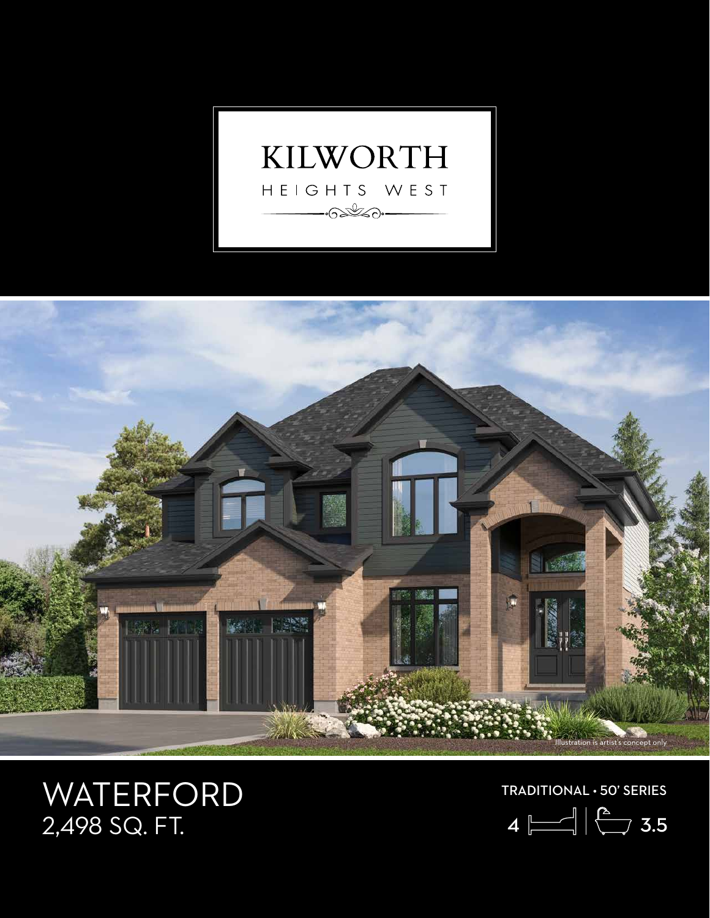# KILWORTH

HEIGHTS WEST

Illustration is artist's concept only

## WATERFORD

2,498 SQ. FT.

TRADITIONAL • 50' SERIES

4 bedrooms | 3.5 bathrooms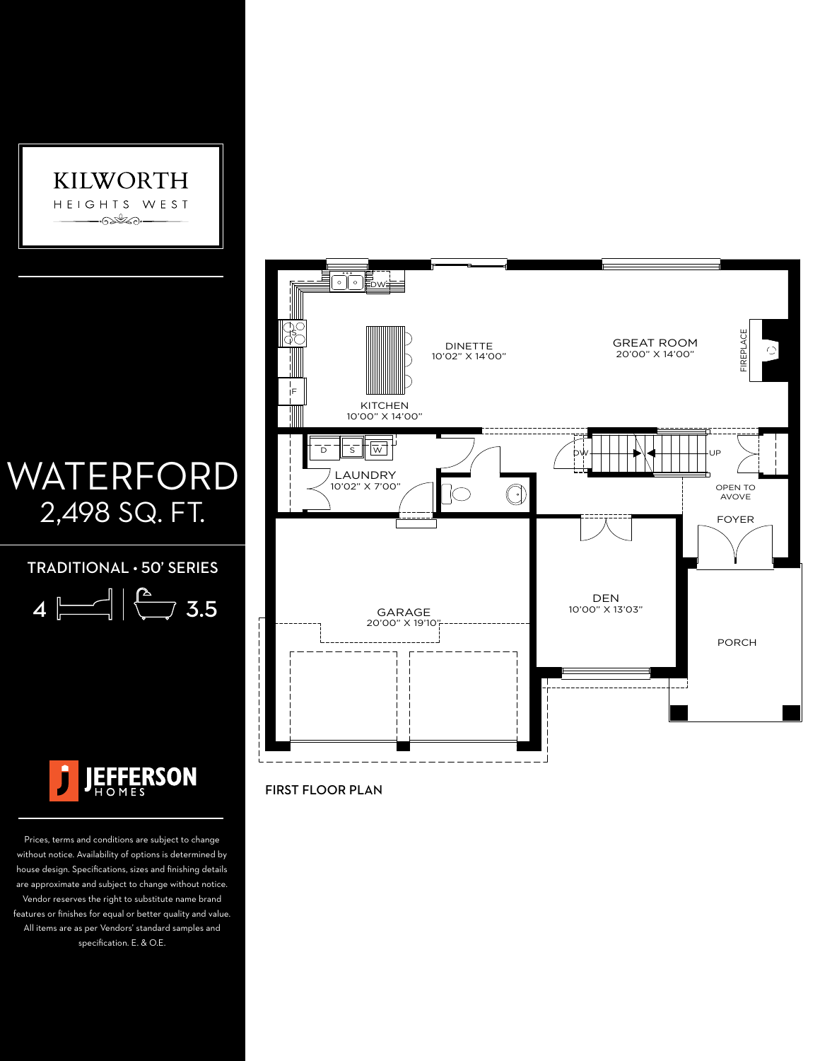# KILWORTH

HEIGHTS WEST

# WATERFORD

2,498 SQ. FT.

TRADITIONAL • 50' SERIES

4 | 3.5

JEFFERSON HOMES

Prices, terms and conditions are subject to change without notice. Availability of options is determined by house design. Specifications, sizes and finishing details are approximate and subject to change without notice. Vendor reserves the right to substitute name brand features or finishes for equal or better quality and value. All items are as per Vendors' standard samples and specification. E. & O.E.

DINETTE
10'02" X 14'00"

GREAT ROOM
20'00" X 14'00"

FIREPLACE

KITCHEN
10'00" X 14'00"

LAUNDRY
10'02" X 7'00"

OPEN TO AVOVE

FOYER

DEN
10'00" X 13'03"

GARAGE
20'00" X 19'10"

PORCH

FIRST FLOOR PLAN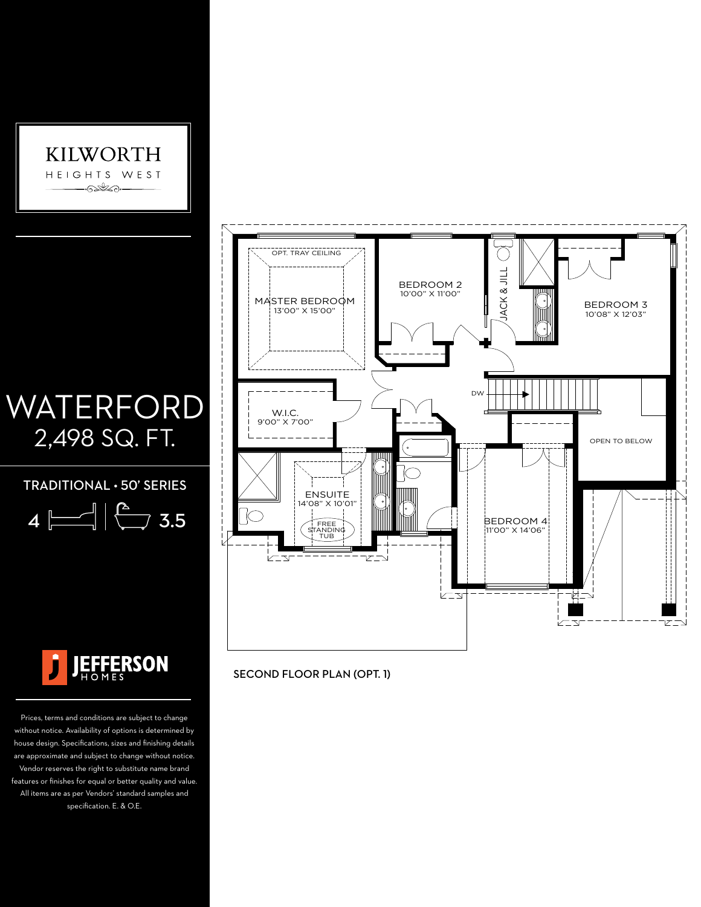# KILWORTH
HEIGHTS WEST

# WATERFORD
## 2,498 SQ. FT.

TRADITIONAL • 50' SERIES

4 | 3.5

JEFFERSON HOMES

Prices, terms and conditions are subject to change without notice. Availability of options is determined by house design. Specifications, sizes and finishing details are approximate and subject to change without notice. Vendor reserves the right to substitute name brand features or finishes for equal or better quality and value. All items are as per Vendors' standard samples and specification. E. & O.E.

OPT. TRAY CEILING

MASTER BEDROOM
13'00" X 15'00"

BEDROOM 2
10'00" X 11'00"

JACK & JILL

BEDROOM 3
10'08" X 12'03"

DW

W.I.C.
9'00" X 7'00"

OPEN TO BELOW

ENSUITE
14'08" X 10'01"

FREE STANDING TUB

BEDROOM 4
11'00" X 14'06"

SECOND FLOOR PLAN (OPT. 1)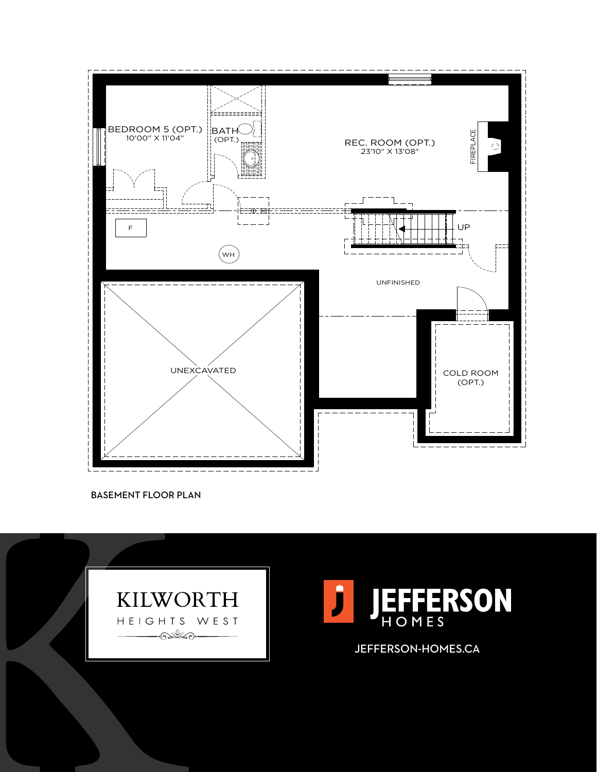BEDROOM 5 (OPT.)
10'00" X 11'04"

BATH
(OPT.)

REC. ROOM (OPT.)
23'10" X 13'08"

FIREPLACE

UP

F

WH

UNFINISHED

UNEXCAVATED

COLD ROOM
(OPT.)

BASEMENT FLOOR PLAN

KILWORTH

HEIGHTS WEST

JEFFERSON
HOMES

JEFFERSON-HOMES.CA